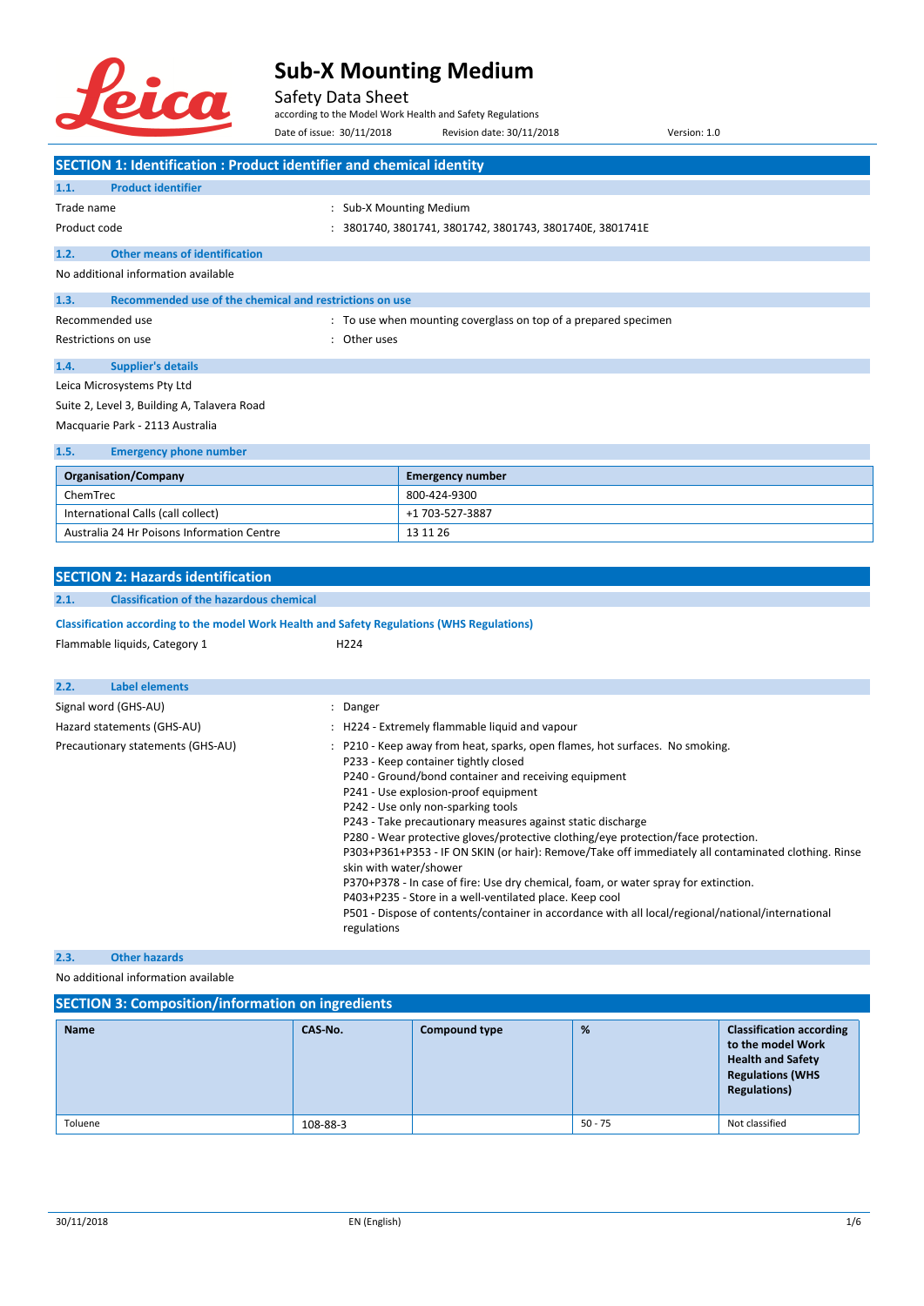# Sub-X Mounting Medium

Safety Data Sheet

according to the Model Work Health and Safety Regulations

Date of issue: 30/11/2018 Revision date: 30/11/2018 Version: 1.0

## SECTION 1: Identification : Product identifier and chemical identity

### 1.1. Product identifier

Trade name : Sub-X Mounting Medium

Product code : 3801740, 3801741, 3801742, 3801743, 3801740E, 3801741E

### 1.2. Other means of identification

No additional information available

### 1.3. Recommended use of the chemical and restrictions on use

Recommended use : To use when mounting coverglass on top of a prepared specimen

Restrictions on use : Other uses

### 1.4. Supplier's details

Leica Microsystems Pty Ltd

Suite 2, Level 3, Building A, Talavera Road

Macquarie Park - 2113 Australia

### 1.5. Emergency phone number

| Organisation/Company | Emergency number |
|---|---|
| ChemTrec | 800-424-9300 |
| International Calls (call collect) | +1 703-527-3887 |
| Australia 24 Hr Poisons Information Centre | 13 11 26 |

## SECTION 2: Hazards identification

### 2.1. Classification of the hazardous chemical

**Classification according to the model Work Health and Safety Regulations (WHS Regulations)**

Flammable liquids, Category 1 H224

### 2.2. Label elements

Signal word (GHS-AU) : Danger

Hazard statements (GHS-AU) : H224 - Extremely flammable liquid and vapour

Precautionary statements (GHS-AU) : P210 - Keep away from heat, sparks, open flames, hot surfaces. No smoking.
P233 - Keep container tightly closed
P240 - Ground/bond container and receiving equipment
P241 - Use explosion-proof equipment
P242 - Use only non-sparking tools
P243 - Take precautionary measures against static discharge
P280 - Wear protective gloves/protective clothing/eye protection/face protection.
P303+P361+P353 - IF ON SKIN (or hair): Remove/Take off immediately all contaminated clothing. Rinse skin with water/shower
P370+P378 - In case of fire: Use dry chemical, foam, or water spray for extinction.
P403+P235 - Store in a well-ventilated place. Keep cool
P501 - Dispose of contents/container in accordance with all local/regional/national/international regulations

### 2.3. Other hazards

No additional information available

## SECTION 3: Composition/information on ingredients

| Name | CAS-No. | Compound type | % | Classification according to the model Work Health and Safety Regulations (WHS Regulations) |
|---|---|---|---|---|
| Toluene | 108-88-3 | | 50 - 75 | Not classified |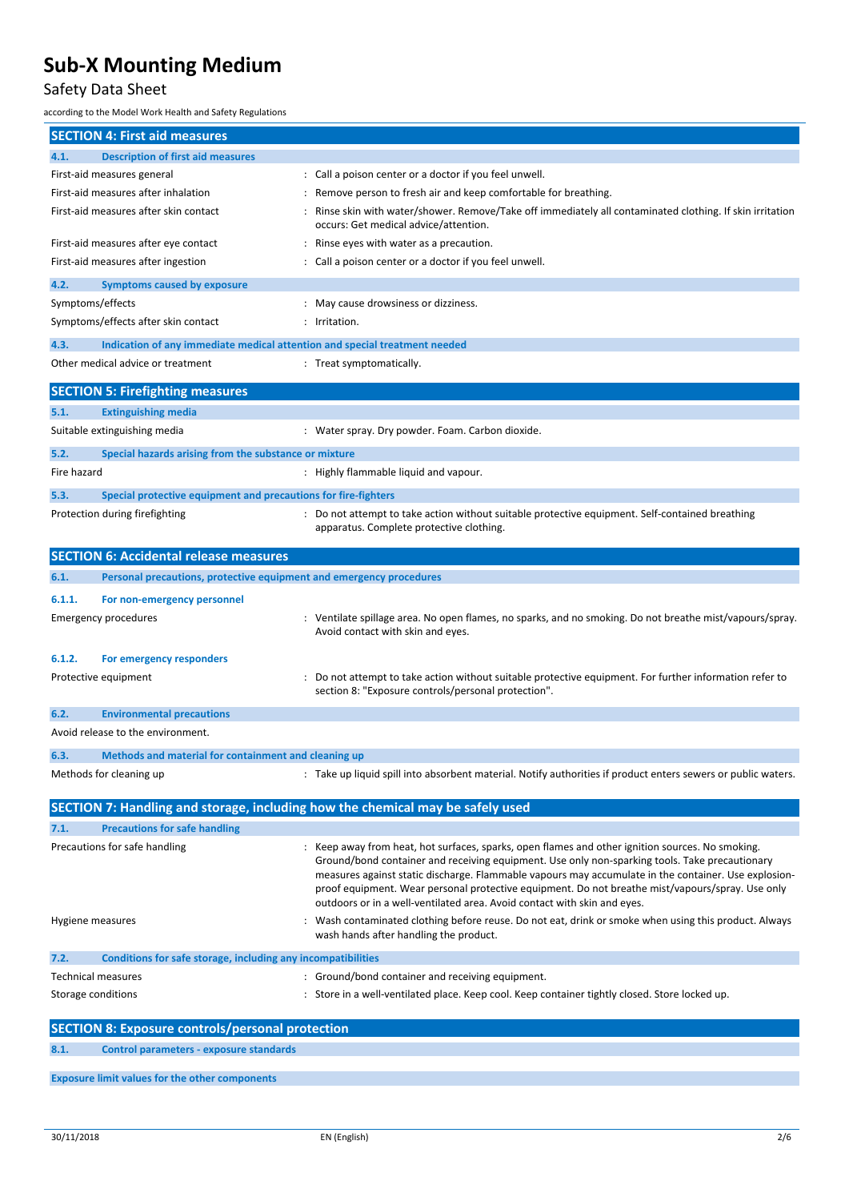## SECTION 4: First aid measures

### 4.1. Description of first aid measures

| | |
|---|---|
| First-aid measures general | : Call a poison center or a doctor if you feel unwell. |
| First-aid measures after inhalation | : Remove person to fresh air and keep comfortable for breathing. |
| First-aid measures after skin contact | : Rinse skin with water/shower. Remove/Take off immediately all contaminated clothing. If skin irritation occurs: Get medical advice/attention. |
| First-aid measures after eye contact | : Rinse eyes with water as a precaution. |
| First-aid measures after ingestion | : Call a poison center or a doctor if you feel unwell. |

### 4.2. Symptoms caused by exposure

| | |
|---|---|
| Symptoms/effects | : May cause drowsiness or dizziness. |
| Symptoms/effects after skin contact | : Irritation. |

### 4.3. Indication of any immediate medical attention and special treatment needed

| | |
|---|---|
| Other medical advice or treatment | : Treat symptomatically. |

## SECTION 5: Firefighting measures

### 5.1. Extinguishing media

| | |
|---|---|
| Suitable extinguishing media | : Water spray. Dry powder. Foam. Carbon dioxide. |

### 5.2. Special hazards arising from the substance or mixture

| | |
|---|---|
| Fire hazard | : Highly flammable liquid and vapour. |

### 5.3. Special protective equipment and precautions for fire-fighters

| | |
|---|---|
| Protection during firefighting | : Do not attempt to take action without suitable protective equipment. Self-contained breathing apparatus. Complete protective clothing. |

## SECTION 6: Accidental release measures

### 6.1. Personal precautions, protective equipment and emergency procedures

#### 6.1.1. For non-emergency personnel

| | |
|---|---|
| Emergency procedures | : Ventilate spillage area. No open flames, no sparks, and no smoking. Do not breathe mist/vapours/spray. Avoid contact with skin and eyes. |

#### 6.1.2. For emergency responders

| | |
|---|---|
| Protective equipment | : Do not attempt to take action without suitable protective equipment. For further information refer to section 8: "Exposure controls/personal protection". |

### 6.2. Environmental precautions

Avoid release to the environment.

### 6.3. Methods and material for containment and cleaning up

| | |
|---|---|
| Methods for cleaning up | : Take up liquid spill into absorbent material. Notify authorities if product enters sewers or public waters. |

## SECTION 7: Handling and storage, including how the chemical may be safely used

### 7.1. Precautions for safe handling

| | |
|---|---|
| Precautions for safe handling | : Keep away from heat, hot surfaces, sparks, open flames and other ignition sources. No smoking. Ground/bond container and receiving equipment. Use only non-sparking tools. Take precautionary measures against static discharge. Flammable vapours may accumulate in the container. Use explosion-proof equipment. Wear personal protective equipment. Do not breathe mist/vapours/spray. Use only outdoors or in a well-ventilated area. Avoid contact with skin and eyes. |
| Hygiene measures | : Wash contaminated clothing before reuse. Do not eat, drink or smoke when using this product. Always wash hands after handling the product. |

### 7.2. Conditions for safe storage, including any incompatibilities

| | |
|---|---|
| Technical measures | : Ground/bond container and receiving equipment. |
| Storage conditions | : Store in a well-ventilated place. Keep cool. Keep container tightly closed. Store locked up. |

## SECTION 8: Exposure controls/personal protection

### 8.1. Control parameters - exposure standards

**Exposure limit values for the other components**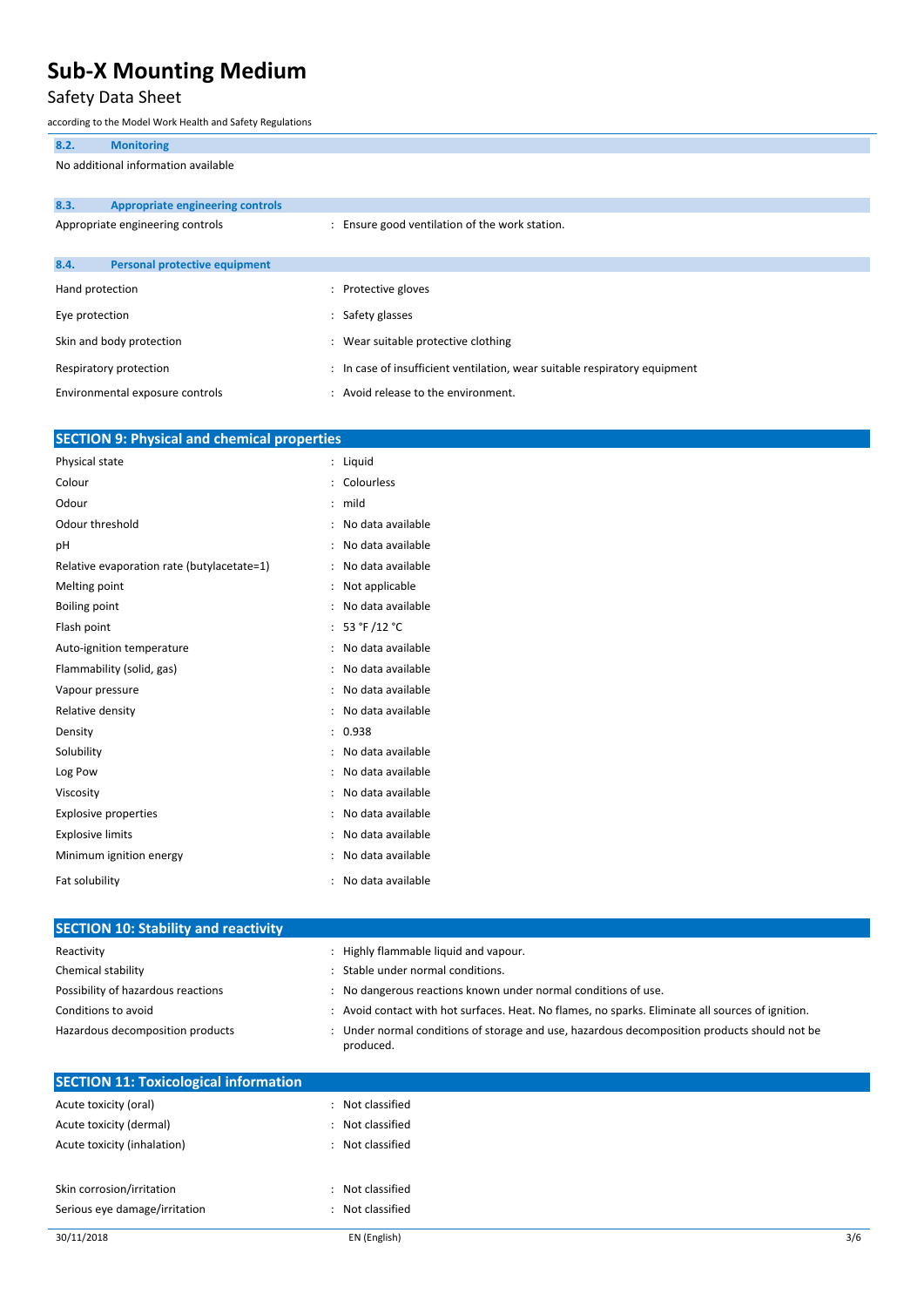### 8.2. Monitoring

No additional information available

### 8.3. Appropriate engineering controls

| | |
|---|---|
| Appropriate engineering controls | : Ensure good ventilation of the work station. |

### 8.4. Personal protective equipment

| | |
|---|---|
| Hand protection | : Protective gloves |
| Eye protection | : Safety glasses |
| Skin and body protection | : Wear suitable protective clothing |
| Respiratory protection | : In case of insufficient ventilation, wear suitable respiratory equipment |
| Environmental exposure controls | : Avoid release to the environment. |

## SECTION 9: Physical and chemical properties

| | |
|---|---|
| Physical state | : Liquid |
| Colour | : Colourless |
| Odour | : mild |
| Odour threshold | : No data available |
| pH | : No data available |
| Relative evaporation rate (butylacetate=1) | : No data available |
| Melting point | : Not applicable |
| Boiling point | : No data available |
| Flash point | : 53 °F /12 °C |
| Auto-ignition temperature | : No data available |
| Flammability (solid, gas) | : No data available |
| Vapour pressure | : No data available |
| Relative density | : No data available |
| Density | : 0.938 |
| Solubility | : No data available |
| Log Pow | : No data available |
| Viscosity | : No data available |
| Explosive properties | : No data available |
| Explosive limits | : No data available |
| Minimum ignition energy | : No data available |
| Fat solubility | : No data available |

## SECTION 10: Stability and reactivity

| | |
|---|---|
| Reactivity | : Highly flammable liquid and vapour. |
| Chemical stability | : Stable under normal conditions. |
| Possibility of hazardous reactions | : No dangerous reactions known under normal conditions of use. |
| Conditions to avoid | : Avoid contact with hot surfaces. Heat. No flames, no sparks. Eliminate all sources of ignition. |
| Hazardous decomposition products | : Under normal conditions of storage and use, hazardous decomposition products should not be produced. |

## SECTION 11: Toxicological information

| | |
|---|---|
| Acute toxicity (oral) | : Not classified |
| Acute toxicity (dermal) | : Not classified |
| Acute toxicity (inhalation) | : Not classified |
| Skin corrosion/irritation | : Not classified |
| Serious eye damage/irritation | : Not classified |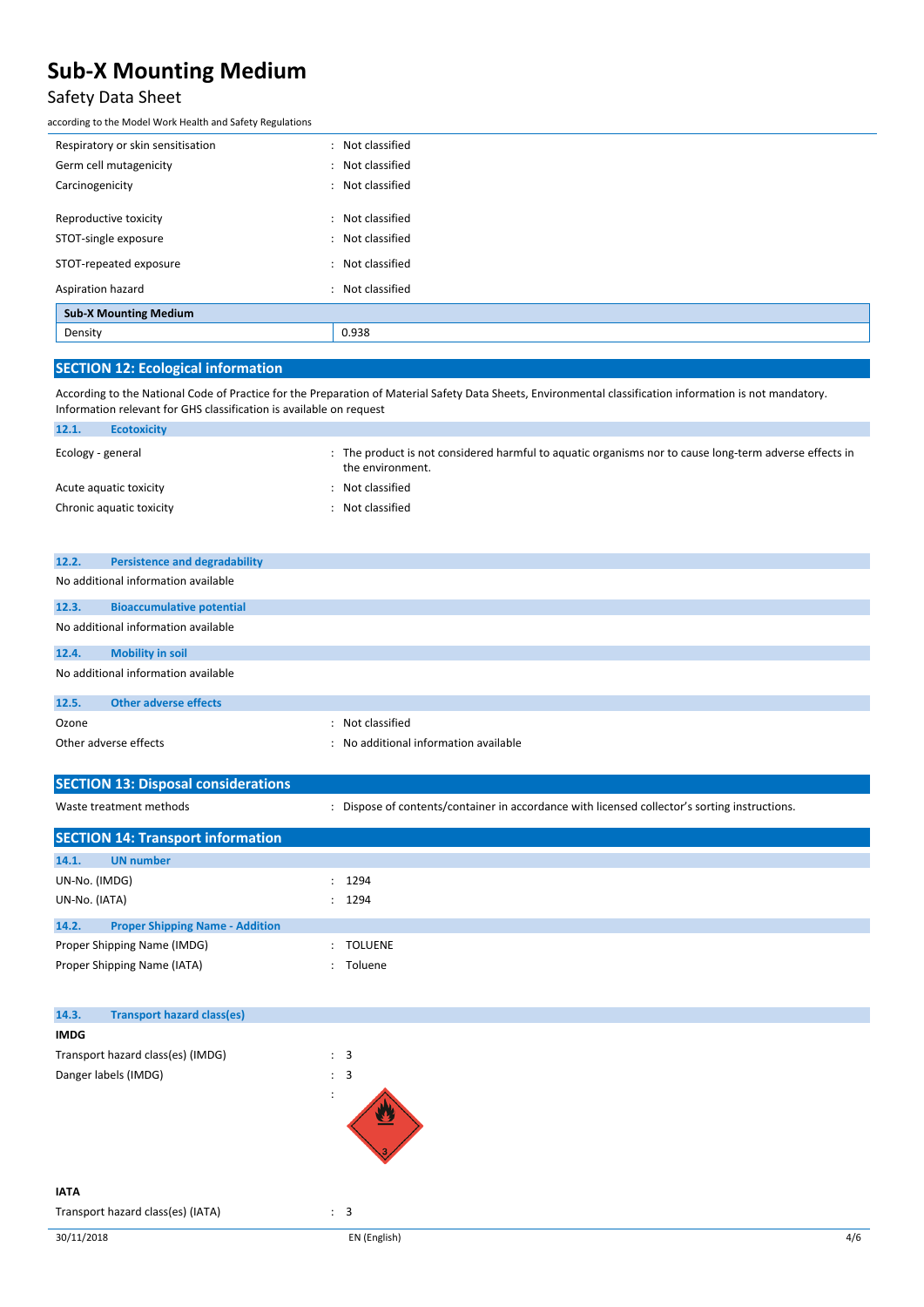| | |
|---|---|
| Respiratory or skin sensitisation | : Not classified |
| Germ cell mutagenicity | : Not classified |
| Carcinogenicity | : Not classified |
| Reproductive toxicity | : Not classified |
| STOT-single exposure | : Not classified |
| STOT-repeated exposure | : Not classified |
| Aspiration hazard | : Not classified |

| **Sub-X Mounting Medium** | |
|---|---|
| Density | 0.938 |

## SECTION 12: Ecological information

According to the National Code of Practice for the Preparation of Material Safety Data Sheets, Environmental classification information is not mandatory. Information relevant for GHS classification is available on request

### 12.1. Ecotoxicity

| | |
|---|---|
| Ecology - general | : The product is not considered harmful to aquatic organisms nor to cause long-term adverse effects in the environment. |
| Acute aquatic toxicity | : Not classified |
| Chronic aquatic toxicity | : Not classified |

### 12.2. Persistence and degradability

No additional information available

### 12.3. Bioaccumulative potential

No additional information available

### 12.4. Mobility in soil

No additional information available

### 12.5. Other adverse effects

| | |
|---|---|
| Ozone | : Not classified |
| Other adverse effects | : No additional information available |

## SECTION 13: Disposal considerations

| | |
|---|---|
| Waste treatment methods | : Dispose of contents/container in accordance with licensed collector's sorting instructions. |

## SECTION 14: Transport information

### 14.1. UN number

| | |
|---|---|
| UN-No. (IMDG) | : 1294 |
| UN-No. (IATA) | : 1294 |

### 14.2. Proper Shipping Name - Addition

| | |
|---|---|
| Proper Shipping Name (IMDG) | : TOLUENE |
| Proper Shipping Name (IATA) | : Toluene |

### 14.3. Transport hazard class(es)

**IMDG**

| | |
|---|---|
| Transport hazard class(es) (IMDG) | : 3 |
| Danger labels (IMDG) | : 3 |

**IATA**

| | |
|---|---|
| Transport hazard class(es) (IATA) | : 3 |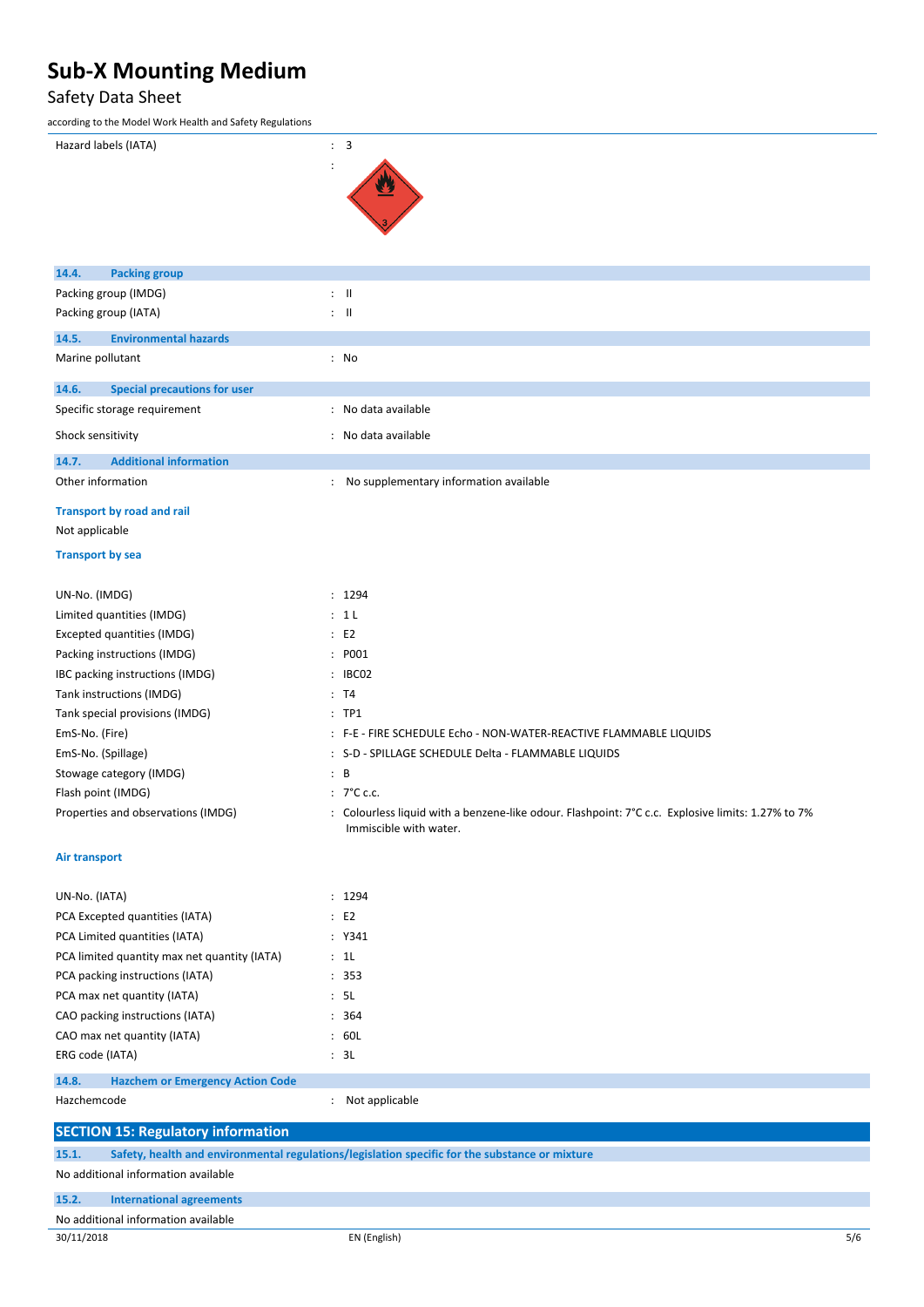Hazard labels (IATA) : 3

:

### 14.4. Packing group

Packing group (IMDG) : II

Packing group (IATA) : II

### 14.5. Environmental hazards

Marine pollutant : No

### 14.6. Special precautions for user

Specific storage requirement : No data available

Shock sensitivity : No data available

### 14.7. Additional information

Other information : No supplementary information available

**Transport by road and rail**

Not applicable

**Transport by sea**

UN-No. (IMDG) : 1294

Limited quantities (IMDG) : 1 L

Excepted quantities (IMDG) : E2

Packing instructions (IMDG) : P001

IBC packing instructions (IMDG) : IBC02

Tank instructions (IMDG) : T4

Tank special provisions (IMDG) : TP1

EmS-No. (Fire) : F-E - FIRE SCHEDULE Echo - NON-WATER-REACTIVE FLAMMABLE LIQUIDS

EmS-No. (Spillage) : S-D - SPILLAGE SCHEDULE Delta - FLAMMABLE LIQUIDS

Stowage category (IMDG) : B

Flash point (IMDG) : 7°C c.c.

Properties and observations (IMDG) : Colourless liquid with a benzene-like odour. Flashpoint: 7°C c.c. Explosive limits: 1.27% to 7% Immiscible with water.

**Air transport**

UN-No. (IATA) : 1294

PCA Excepted quantities (IATA) : E2

PCA Limited quantities (IATA) : Y341

PCA limited quantity max net quantity (IATA) : 1L

PCA packing instructions (IATA) : 353

PCA max net quantity (IATA) : 5L

CAO packing instructions (IATA) : 364

CAO max net quantity (IATA) : 60L

ERG code (IATA) : 3L

### 14.8. Hazchem or Emergency Action Code

Hazchemcode : Not applicable

## SECTION 15: Regulatory information

### 15.1. Safety, health and environmental regulations/legislation specific for the substance or mixture

No additional information available

### 15.2. International agreements

No additional information available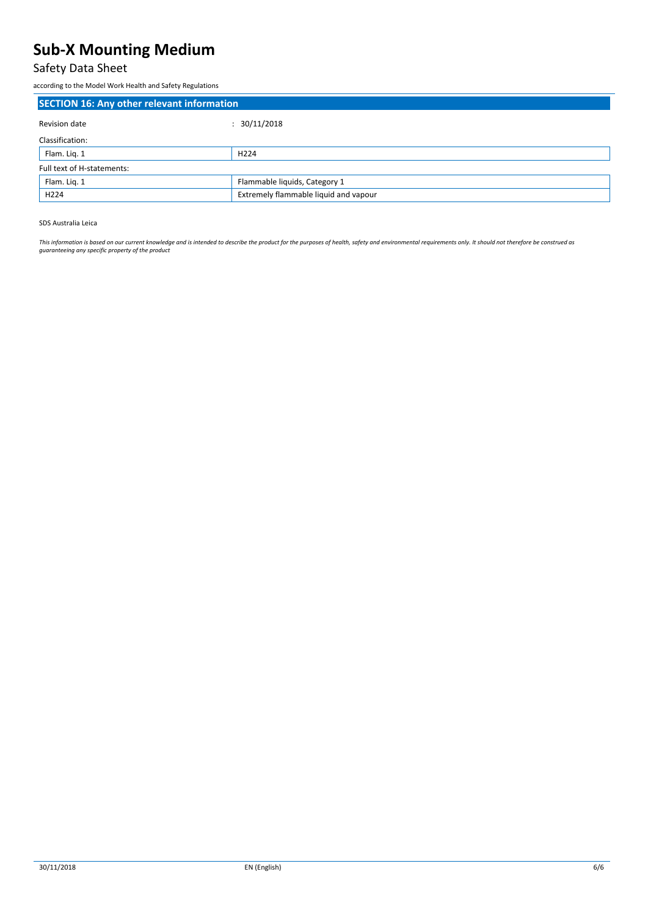# Sub-X Mounting Medium

## Safety Data Sheet

according to the Model Work Health and Safety Regulations

### SECTION 16: Any other relevant information

Revision date : 30/11/2018

Classification:

| | |
|---|---|
| Flam. Liq. 1 | H224 |

Full text of H-statements:

| | |
|---|---|
| Flam. Liq. 1 | Flammable liquids, Category 1 |
| H224 | Extremely flammable liquid and vapour |

SDS Australia Leica

*This information is based on our current knowledge and is intended to describe the product for the purposes of health, safety and environmental requirements only. It should not therefore be construed as guaranteeing any specific property of the product*